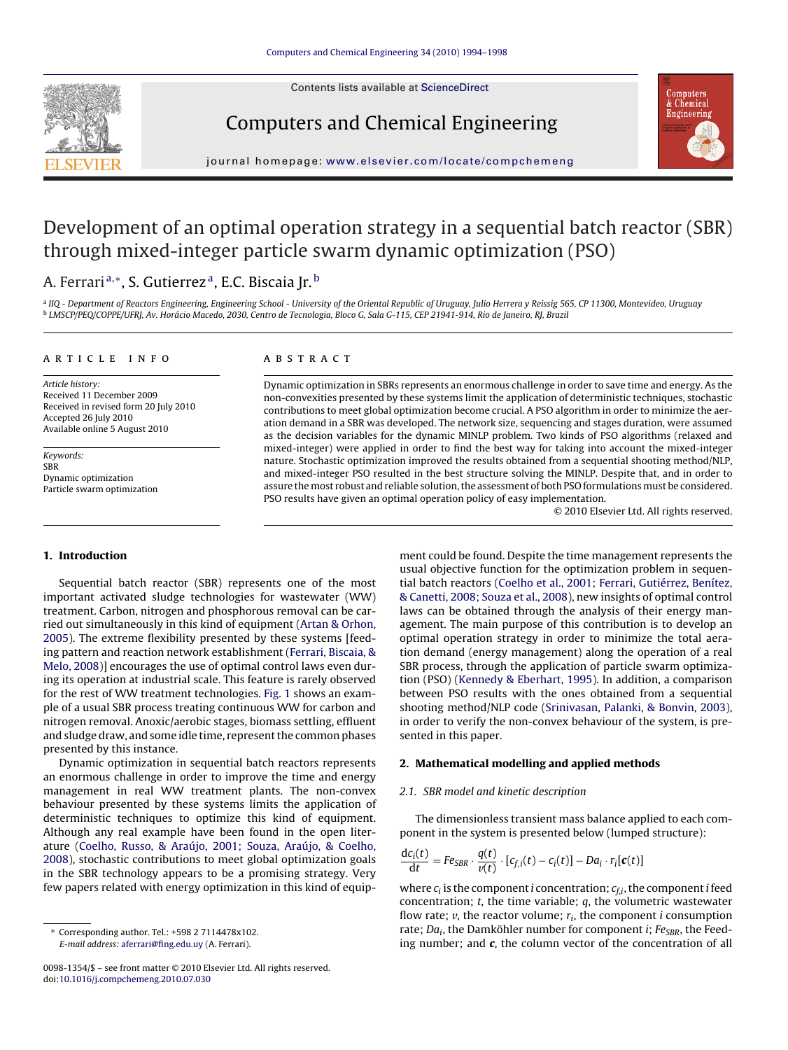Contents lists available at ScienceDirect

# Computers and Chemical Engineering

journal homepage: www.elsevier.com/locate/compchemeng

# Development of an optimal operation strategy in a sequential batch reactor (SBR) through mixed-integer particle swarm dynamic optimization (PSO)

A. Ferrari[a,*], S. Gutierrez[a], E.C. Biscaia Jr.[b]

[a] IIQ - Department of Reactors Engineering, Engineering School - University of the Oriental Republic of Uruguay, Julio Herrera y Reissig 565, CP 11300, Montevideo, Uruguay
[b] LMSCP/PEQ/COPPE/UFRJ, Av. Horácio Macedo, 2030, Centro de Tecnologia, Bloco G, Sala G-115, CEP 21941-914, Rio de Janeiro, RJ, Brazil

**ARTICLE INFO**

*Article history:*
Received 11 December 2009
Received in revised form 20 July 2010
Accepted 26 July 2010
Available online 5 August 2010

*Keywords:*
SBR
Dynamic optimization
Particle swarm optimization

**ABSTRACT**

Dynamic optimization in SBRs represents an enormous challenge in order to save time and energy. As the non-convexities presented by these systems limit the application of deterministic techniques, stochastic contributions to meet global optimization become crucial. A PSO algorithm in order to minimize the aeration demand in a SBR was developed. The network size, sequencing and stages duration, were assumed as the decision variables for the dynamic MINLP problem. Two kinds of PSO algorithms (relaxed and mixed-integer) were applied in order to find the best way for taking into account the mixed-integer nature. Stochastic optimization improved the results obtained from a sequential shooting method/NLP, and mixed-integer PSO resulted in the best structure solving the MINLP. Despite that, and in order to assure the most robust and reliable solution, the assessment of both PSO formulations must be considered. PSO results have given an optimal operation policy of easy implementation.

© 2010 Elsevier Ltd. All rights reserved.

## 1. Introduction

Sequential batch reactor (SBR) represents one of the most important activated sludge technologies for wastewater (WW) treatment. Carbon, nitrogen and phosphorous removal can be carried out simultaneously in this kind of equipment (Artan & Orhon, 2005). The extreme flexibility presented by these systems [feeding pattern and reaction network establishment (Ferrari, Biscaia, & Melo, 2008)] encourages the use of optimal control laws even during its operation at industrial scale. This feature is rarely observed for the rest of WW treatment technologies. Fig. 1 shows an example of a usual SBR process treating continuous WW for carbon and nitrogen removal. Anoxic/aerobic stages, biomass settling, effluent and sludge draw, and some idle time, represent the common phases presented by this instance.

Dynamic optimization in sequential batch reactors represents an enormous challenge in order to improve the time and energy management in real WW treatment plants. The non-convex behaviour presented by these systems limits the application of deterministic techniques to optimize this kind of equipment. Although any real example have been found in the open literature (Coelho, Russo, & Araújo, 2001; Souza, Araújo, & Coelho, 2008), stochastic contributions to meet global optimization goals in the SBR technology appears to be a promising strategy. Very few papers related with energy optimization in this kind of equipment could be found. Despite the time management represents the usual objective function for the optimization problem in sequential batch reactors (Coelho et al., 2001; Ferrari, Gutiérrez, Benítez, & Canetti, 2008; Souza et al., 2008), new insights of optimal control laws can be obtained through the analysis of their energy management. The main purpose of this contribution is to develop an optimal operation strategy in order to minimize the total aeration demand (energy management) along the operation of a real SBR process, through the application of particle swarm optimization (PSO) (Kennedy & Eberhart, 1995). In addition, a comparison between PSO results with the ones obtained from a sequential shooting method/NLP code (Srinivasan, Palanki, & Bonvin, 2003), in order to verify the non-convex behaviour of the system, is presented in this paper.

## 2. Mathematical modelling and applied methods

### 2.1. SBR model and kinetic description

The dimensionless transient mass balance applied to each component in the system is presented below (lumped structure):

$$\frac{dc_i(t)}{dt} = Fe_{SBR} \cdot \frac{q(t)}{v(t)} \cdot [c_{f,i}(t) - c_i(t)] - Da_i \cdot r_i[\mathbf{c}(t)]$$

where $c_i$ is the component $i$ concentration; $c_{f,i}$, the component $i$ feed concentration; $t$, the time variable; $q$, the volumetric wastewater flow rate; $v$, the reactor volume; $r_i$, the component $i$ consumption rate; $Da_i$, the Damköhler number for component $i$; $Fe_{SBR}$, the Feeding number; and $\mathbf{c}$, the column vector of the concentration of all

\* Corresponding author. Tel.: +598 2 7114478x102.
E-mail address: aferrari@fing.edu.uy (A. Ferrari).

0098-1354/$ - see front matter © 2010 Elsevier Ltd. All rights reserved.
doi:10.1016/j.compchemeng.2010.07.030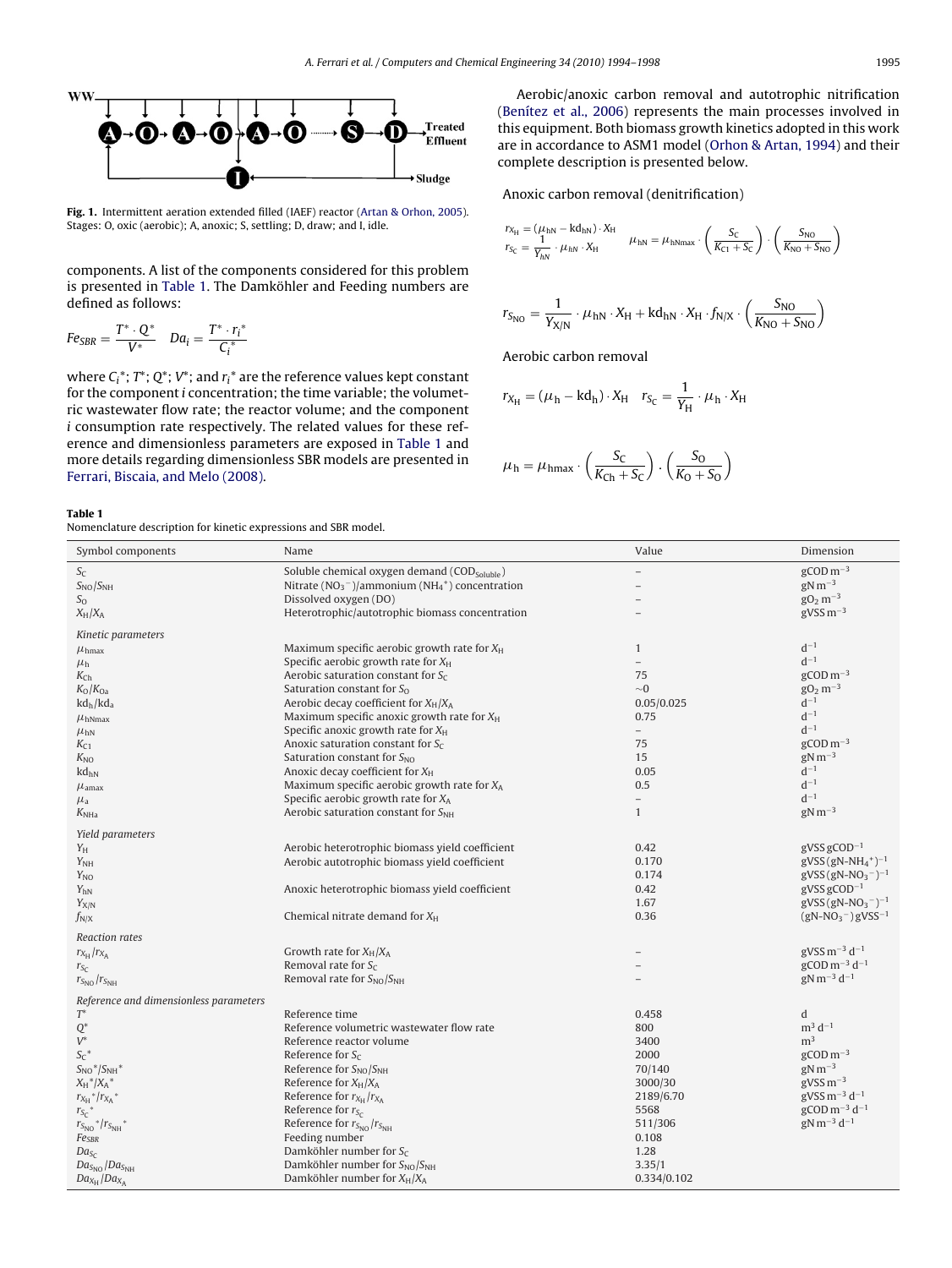Fig. 1. Intermittent aeration extended filled (IAEF) reactor (Artan & Orhon, 2005). Stages: O, oxic (aerobic); A, anoxic; S, settling; D, draw; and I, idle.

components. A list of the components considered for this problem is presented in Table 1. The Damköhler and Feeding numbers are defined as follows:

$$Fe_{SBR} = \frac{T^* \cdot Q^*}{V^*} \quad Da_i = \frac{T^* \cdot r_i^*}{C_i^*}$$

where $C_i^*$; $T^*$; $Q^*$; $V^*$; and $r_i^*$ are the reference values kept constant for the component $i$ concentration; the time variable; the volumetric wastewater flow rate; the reactor volume; and the component $i$ consumption rate respectively. The related values for these reference and dimensionless parameters are exposed in Table 1 and more details regarding dimensionless SBR models are presented in Ferrari, Biscaia, and Melo (2008).

Aerobic/anoxic carbon removal and autotrophic nitrification (Benítez et al., 2006) represents the main processes involved in this equipment. Both biomass growth kinetics adopted in this work are in accordance to ASM1 model (Orhon & Artan, 1994) and their complete description is presented below.

Anoxic carbon removal (denitrification)

$$r_{X_H} = (\mu_{hN} - kd_{hN}) \cdot X_H \qquad \mu_{hN} = \mu_{hNmax} \cdot \left(\frac{S_C}{K_{C1} + S_C}\right) \cdot \left(\frac{S_{NO}}{K_{NO} + S_{NO}}\right)$$

$$r_{S_C} = \frac{1}{Y_{hN}} \cdot \mu_{hN} \cdot X_H$$

$$r_{S_{NO}} = \frac{1}{Y_{X/N}} \cdot \mu_{hN} \cdot X_H + kd_{hN} \cdot X_H \cdot f_{N/X} \cdot \left(\frac{S_{NO}}{K_{NO} + S_{NO}}\right)$$

Aerobic carbon removal

$$r_{X_H} = (\mu_h - kd_h) \cdot X_H \quad r_{S_C} = \frac{1}{Y_H} \cdot \mu_h \cdot X_H$$

$$\mu_h = \mu_{hmax} \cdot \left(\frac{S_C}{K_{Ch} + S_C}\right) \cdot \left(\frac{S_O}{K_O + S_O}\right)$$

**Table 1**
Nomenclature description for kinetic expressions and SBR model.

| Symbol components | Name | Value | Dimension |
|---|---|---|---|
| $S_C$ | Soluble chemical oxygen demand ($COD_{Soluble}$) | – | $gCOD\,m^{-3}$ |
| $S_{NO}/S_{NH}$ | Nitrate ($NO_3^-$)/ammonium ($NH_4^+$) concentration | – | $gN\,m^{-3}$ |
| $S_O$ | Dissolved oxygen (DO) | – | $gO_2\,m^{-3}$ |
| $X_H/X_A$ | Heterotrophic/autotrophic biomass concentration | – | $gVSS\,m^{-3}$ |
| *Kinetic parameters* | | | |
| $\mu_{hmax}$ | Maximum specific aerobic growth rate for $X_H$ | 1 | $d^{-1}$ |
| $\mu_h$ | Specific aerobic growth rate for $X_H$ | – | $d^{-1}$ |
| $K_{Ch}$ | Aerobic saturation constant for $S_C$ | 75 | $gCOD\,m^{-3}$ |
| $K_O/K_{Oa}$ | Saturation constant for $S_O$ | ~0 | $gO_2\,m^{-3}$ |
| $kd_h/kd_a$ | Aerobic decay coefficient for $X_H/X_A$ | 0.05/0.025 | $d^{-1}$ |
| $\mu_{hNmax}$ | Maximum specific anoxic growth rate for $X_H$ | 0.75 | $d^{-1}$ |
| $\mu_{hN}$ | Specific anoxic growth rate for $X_H$ | – | $d^{-1}$ |
| $K_{C1}$ | Anoxic saturation constant for $S_C$ | 75 | $gCOD\,m^{-3}$ |
| $K_{NO}$ | Saturation constant for $S_{NO}$ | 15 | $gN\,m^{-3}$ |
| $kd_{hN}$ | Anoxic decay coefficient for $X_H$ | 0.05 | $d^{-1}$ |
| $\mu_{amax}$ | Maximum specific aerobic growth rate for $X_A$ | 0.5 | $d^{-1}$ |
| $\mu_a$ | Specific aerobic growth rate for $X_A$ | – | $d^{-1}$ |
| $K_{NHa}$ | Aerobic saturation constant for $S_{NH}$ | 1 | $gN\,m^{-3}$ |
| *Yield parameters* | | | |
| $Y_H$ | Aerobic heterotrophic biomass yield coefficient | 0.42 | $gVSS\,gCOD^{-1}$ |
| $Y_{NH}$ | Aerobic autotrophic biomass yield coefficient | 0.170 | $gVSS\,(gN\text{-}NH_4^+)^{-1}$ |
| $Y_{NO}$ | | 0.174 | $gVSS\,(gN\text{-}NO_3^-)^{-1}$ |
| $Y_{hN}$ | Anoxic heterotrophic biomass yield coefficient | 0.42 | $gVSS\,gCOD^{-1}$ |
| $Y_{X/N}$ | | 1.67 | $gVSS\,(gN\text{-}NO_3^-)^{-1}$ |
| $f_{N/X}$ | Chemical nitrate demand for $X_H$ | 0.36 | $(gN\text{-}NO_3^-)\,gVSS^{-1}$ |
| *Reaction rates* | | | |
| $r_{X_H}/r_{X_A}$ | Growth rate for $X_H/X_A$ | – | $gVSS\,m^{-3}\,d^{-1}$ |
| $r_{S_C}$ | Removal rate for $S_C$ | – | $gCOD\,m^{-3}\,d^{-1}$ |
| $r_{S_{NO}}/r_{S_{NH}}$ | Removal rate for $S_{NO}/S_{NH}$ | – | $gN\,m^{-3}\,d^{-1}$ |
| *Reference and dimensionless parameters* | | | |
| $T^*$ | Reference time | 0.458 | d |
| $Q^*$ | Reference volumetric wastewater flow rate | 800 | $m^3\,d^{-1}$ |
| $V^*$ | Reference reactor volume | 3400 | $m^3$ |
| $S_C^*$ | Reference for $S_C$ | 2000 | $gCOD\,m^{-3}$ |
| $S_{NO}^*/S_{NH}^*$ | Reference for $S_{NO}/S_{NH}$ | 70/140 | $gN\,m^{-3}$ |
| $X_H^*/X_A^*$ | Reference for $X_H/X_A$ | 3000/30 | $gVSS\,m^{-3}$ |
| $r_{X_H}^*/r_{X_A}^*$ | Reference for $r_{X_H}/r_{X_A}$ | 2189/6.70 | $gVSS\,m^{-3}\,d^{-1}$ |
| $r_{S_C}^*$ | Reference for $r_{S_C}$ | 5568 | $gCOD\,m^{-3}\,d^{-1}$ |
| $r_{S_{NO}}^*/r_{S_{NH}}^*$ | Reference for $r_{S_{NO}}/r_{S_{NH}}$ | 511/306 | $gN\,m^{-3}\,d^{-1}$ |
| $Fe_{SBR}$ | Feeding number | 0.108 | |
| $Da_{S_C}$ | Damköhler number for $S_C$ | 1.28 | |
| $Da_{S_{NO}}/Da_{S_{NH}}$ | Damköhler number for $S_{NO}/S_{NH}$ | 3.35/1 | |
| $Da_{X_H}/Da_{X_A}$ | Damköhler number for $X_H/X_A$ | 0.334/0.102 | |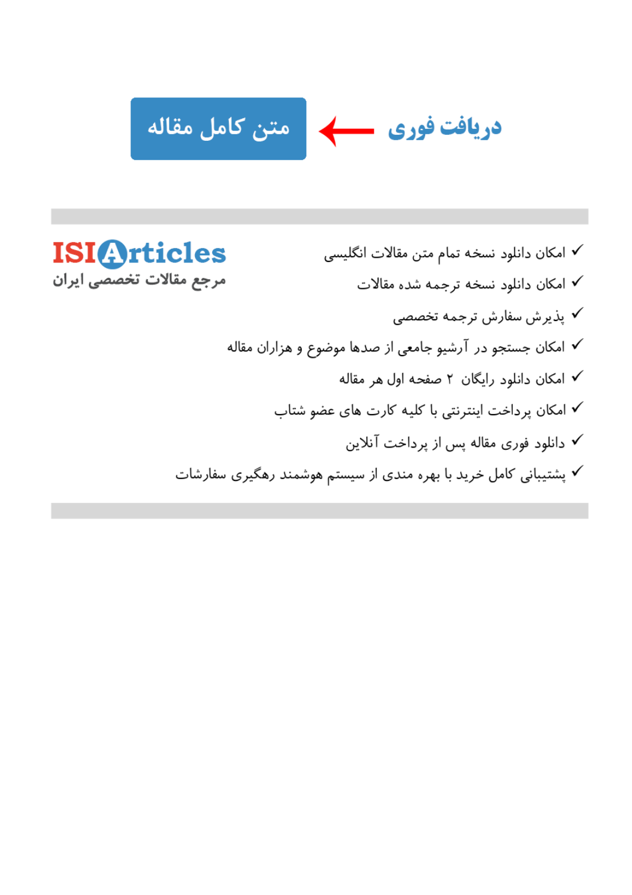دریافت فوری ← متن کامل مقاله

**ISIArticles**
مرجع مقالات تخصصی ایران

- ✓ امکان دانلود نسخه تمام متن مقالات انگلیسی
- ✓ امکان دانلود نسخه ترجمه شده مقالات
- ✓ پذیرش سفارش ترجمه تخصصی
- ✓ امکان جستجو در آرشیو جامعی از صدها موضوع و هزاران مقاله
- ✓ امکان دانلود رایگان ۲ صفحه اول هر مقاله
- ✓ امکان پرداخت اینترنتی با کلیه کارت های عضو شتاب
- ✓ دانلود فوری مقاله پس از پرداخت آنلاین
- ✓ پشتیبانی کامل خرید با بهره مندی از سیستم هوشمند رهگیری سفارشات